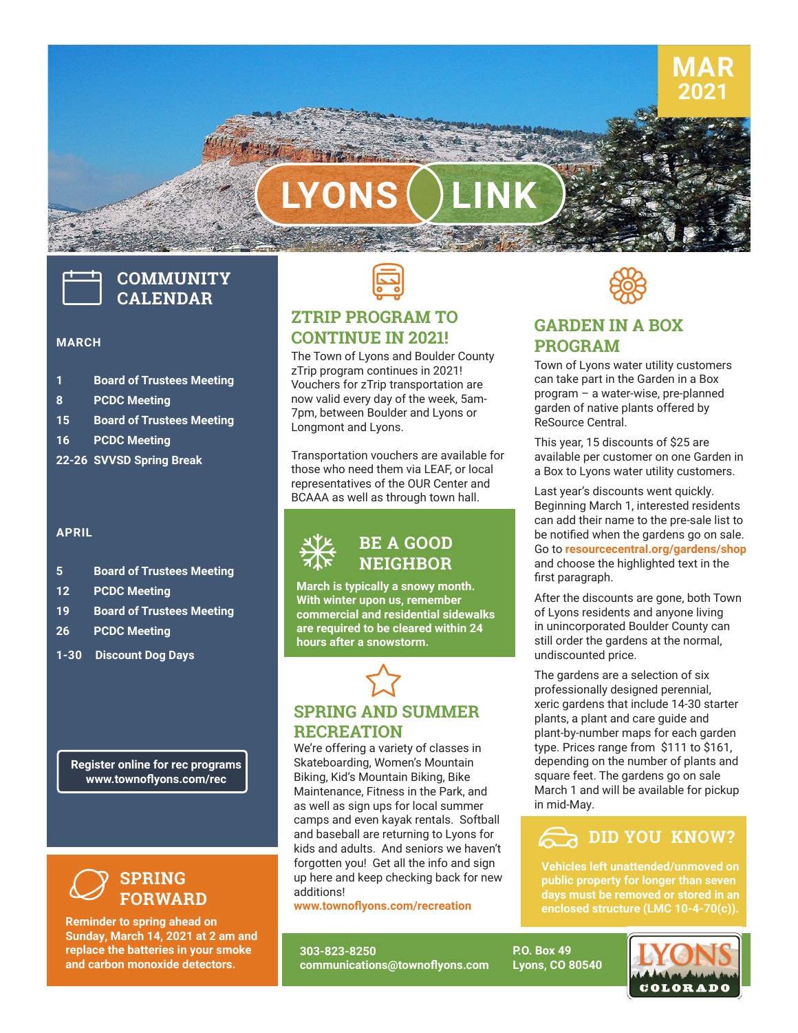# LYONS LINK

**MAR 2021**

## COMMUNITY CALENDAR

### MARCH

- **1** Board of Trustees Meeting
- **8** PCDC Meeting
- **15** Board of Trustees Meeting
- **16** PCDC Meeting
- **22-26** SVVSD Spring Break

### APRIL

- **5** Board of Trustees Meeting
- **12** PCDC Meeting
- **19** Board of Trustees Meeting
- **26** PCDC Meeting
- **1-30** Discount Dog Days

**Register online for rec programs www.townoflyons.com/rec**

## SPRING FORWARD

**Reminder to spring ahead on Sunday, March 14, 2021 at 2 am and replace the batteries in your smoke and carbon monoxide detectors.**

## ZTRIP PROGRAM TO CONTINUE IN 2021!

The Town of Lyons and Boulder County zTrip program continues in 2021! Vouchers for zTrip transportation are now valid every day of the week, 5am-7pm, between Boulder and Lyons or Longmont and Lyons.

Transportation vouchers are available for those who need them via LEAF, or local representatives of the OUR Center and BCAAA as well as through town hall.

## BE A GOOD NEIGHBOR

**March is typically a snowy month. With winter upon us, remember commercial and residential sidewalks are required to be cleared within 24 hours after a snowstorm.**

## SPRING AND SUMMER RECREATION

We're offering a variety of classes in Skateboarding, Women's Mountain Biking, Kid's Mountain Biking, Bike Maintenance, Fitness in the Park, and as well as sign ups for local summer camps and even kayak rentals. Softball and baseball are returning to Lyons for kids and adults. And seniors we haven't forgotten you! Get all the info and sign up here and keep checking back for new additions!

**www.townoflyons.com/recreation**

## GARDEN IN A BOX PROGRAM

Town of Lyons water utility customers can take part in the Garden in a Box program – a water-wise, pre-planned garden of native plants offered by ReSource Central.

This year, 15 discounts of $25 are available per customer on one Garden in a Box to Lyons water utility customers.

Last year's discounts went quickly. Beginning March 1, interested residents can add their name to the pre-sale list to be notified when the gardens go on sale. Go to **resourcentral.org/gardens/shop** and choose the highlighted text in the first paragraph.

After the discounts are gone, both Town of Lyons residents and anyone living in unincorporated Boulder County can still order the gardens at the normal, undiscounted price.

The gardens are a selection of six professionally designed perennial, xeric gardens that include 14-30 starter plants, a plant and care guide and plant-by-number maps for each garden type. Prices range from $111 to $161, depending on the number of plants and square feet. The gardens go on sale March 1 and will be available for pickup in mid-May.

## DID YOU KNOW?

**Vehicles left unattended/unmoved on public property for longer than seven days must be removed or stored in an enclosed structure (LMC 10-4-70(c)).**

**303-823-8250**
**communications@townoflyons.com**

**P.O. Box 49**
**Lyons, CO 80540**

LYONS COLORADO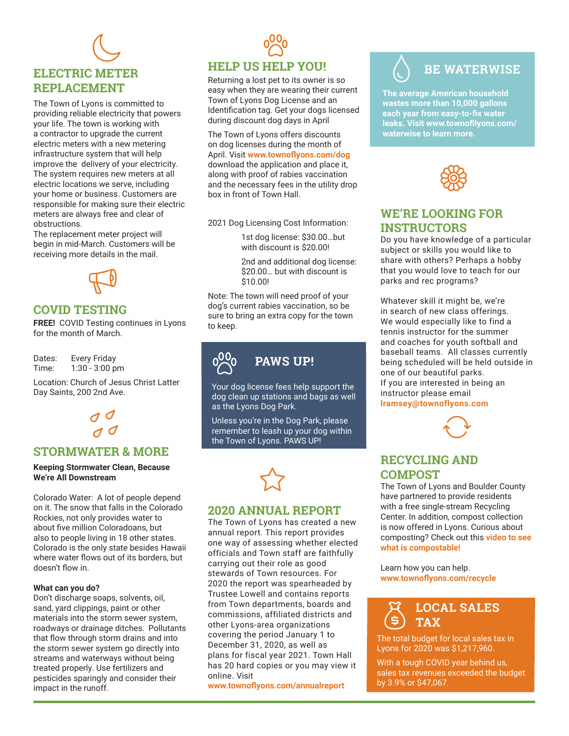## ELECTRIC METER REPLACEMENT

The Town of Lyons is committed to providing reliable electricity that powers your life. The town is working with a contractor to upgrade the current electric meters with a new metering infrastructure system that will help improve the delivery of your electricity. The system requires new meters at all electric locations we serve, including your home or business. Customers are responsible for making sure their electric meters are always free and clear of obstructions.

The replacement meter project will begin in mid-March. Customers will be receiving more details in the mail.

## COVID TESTING

**FREE!** COVID Testing continues in Lyons for the month of March.

Dates: Every Friday
Time: 1:30 - 3:00 pm

Location: Church of Jesus Christ Latter Day Saints, 200 2nd Ave.

## STORMWATER & MORE

**Keeping Stormwater Clean, Because We're All Downstream**

Colorado Water: A lot of people depend on it. The snow that falls in the Colorado Rockies, not only provides water to about five million Coloradoans, but also to people living in 18 other states. Colorado is the only state besides Hawaii where water flows out of its borders, but doesn't flow in.

**What can you do?**

Don't discharge soaps, solvents, oil, sand, yard clippings, paint or other materials into the storm sewer system, roadways or drainage ditches. Pollutants that flow through storm drains and into the storm sewer system go directly into streams and waterways without being treated properly. Use fertilizers and pesticides sparingly and consider their impact in the runoff.

## HELP US HELP YOU!

Returning a lost pet to its owner is so easy when they are wearing their current Town of Lyons Dog License and an Identification tag. Get your dogs licensed during discount dog days in April

The Town of Lyons offers discounts on dog licenses during the month of April. Visit **www.townoflyons.com/dog** download the application and place it, along with proof of rabies vaccination and the necessary fees in the utility drop box in front of Town Hall.

2021 Dog Licensing Cost Information:

1st dog license: $30.00…but with discount is $20.00!

2nd and additional dog license: $20.00… but with discount is $10.00!

Note: The town will need proof of your dog's current rabies vaccination, so be sure to bring an extra copy for the town to keep.

## PAWS UP!

Your dog license fees help support the dog clean up stations and bags as well as the Lyons Dog Park.

Unless you're in the Dog Park, please remember to leash up your dog within the Town of Lyons. PAWS UP!

## 2020 ANNUAL REPORT

The Town of Lyons has created a new annual report. This report provides one way of assessing whether elected officials and Town staff are faithfully carrying out their role as good stewards of Town resources. For 2020 the report was spearheaded by Trustee Lowell and contains reports from Town departments, boards and commissions, affiliated districts and other Lyons-area organizations covering the period January 1 to December 31, 2020, as well as plans for fiscal year 2021. Town Hall has 20 hard copies or you may view it online. Visit **www.townoflyons.com/annualreport**

## BE WATERWISE

**The average American household wastes more than 10,000 gallons each year from easy-to-fix water leaks. Visit www.townofllyons.com/waterwise to learn more.**

## WE'RE LOOKING FOR INSTRUCTORS

Do you have knowledge of a particular subject or skills you would like to share with others? Perhaps a hobby that you would love to teach for our parks and rec programs?

Whatever skill it might be, we're in search of new class offerings. We would especially like to find a tennis instructor for the summer and coaches for youth softball and baseball teams. All classes currently being scheduled will be held outside in one of our beautiful parks.

If you are interested in being an instructor please email **lramsey@townoflyons.com**

## RECYCLING AND COMPOST

The Town of Lyons and Boulder County have partnered to provide residents with a free single-stream Recycling Center. In addition, compost collection is now offered in Lyons. Curious about composting? Check out this **video to see what is compostable!**

Learn how you can help. **www.townoflyons.com/recycle**

## LOCAL SALES TAX

The total budget for local sales tax in Lyons for 2020 was $1,217,960.

With a tough COVID year behind us, sales tax revenues exceeded the budget by 3.9% or $47,067.